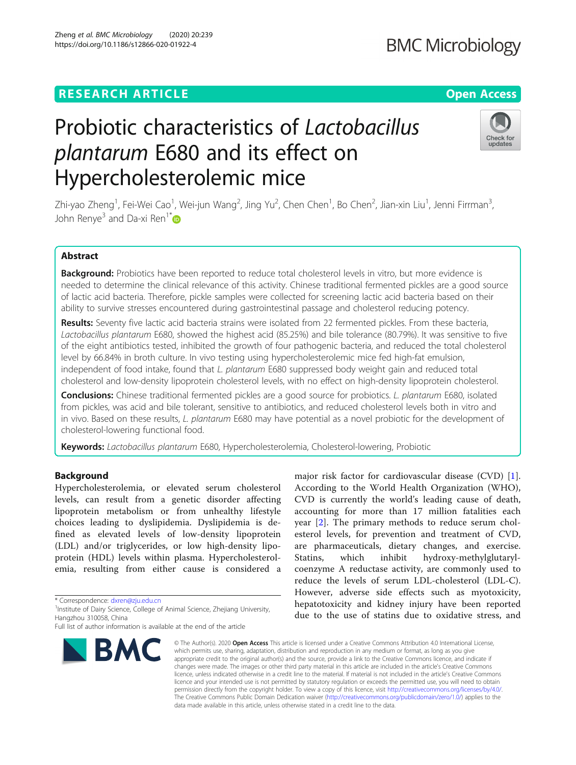RESEARCH ARTICLE

Open Access

# Probiotic characteristics of *Lactobacillus plantarum* E680 and its effect on Hypercholesterolemic mice

Zhi-yao Zheng[1], Fei-Wei Cao[1], Wei-jun Wang[2], Jing Yu[2], Chen Chen[1], Bo Chen[2], Jian-xin Liu[1], Jenni Firrman[3], John Renye[3] and Da-xi Ren[1*]

## Abstract

**Background:** Probiotics have been reported to reduce total cholesterol levels in vitro, but more evidence is needed to determine the clinical relevance of this activity. Chinese traditional fermented pickles are a good source of lactic acid bacteria. Therefore, pickle samples were collected for screening lactic acid bacteria based on their ability to survive stresses encountered during gastrointestinal passage and cholesterol reducing potency.

**Results:** Seventy five lactic acid bacteria strains were isolated from 22 fermented pickles. From these bacteria, *Lactobacillus plantarum* E680, showed the highest acid (85.25%) and bile tolerance (80.79%). It was sensitive to five of the eight antibiotics tested, inhibited the growth of four pathogenic bacteria, and reduced the total cholesterol level by 66.84% in broth culture. In vivo testing using hypercholesterolemic mice fed high-fat emulsion, independent of food intake, found that *L. plantarum* E680 suppressed body weight gain and reduced total cholesterol and low-density lipoprotein cholesterol levels, with no effect on high-density lipoprotein cholesterol.

**Conclusions:** Chinese traditional fermented pickles are a good source for probiotics. *L. plantarum* E680, isolated from pickles, was acid and bile tolerant, sensitive to antibiotics, and reduced cholesterol levels both in vitro and in vivo. Based on these results, *L. plantarum* E680 may have potential as a novel probiotic for the development of cholesterol-lowering functional food.

**Keywords:** *Lactobacillus plantarum* E680, Hypercholesterolemia, Cholesterol-lowering, Probiotic

## Background

Hypercholesterolemia, or elevated serum cholesterol levels, can result from a genetic disorder affecting lipoprotein metabolism or from unhealthy lifestyle choices leading to dyslipidemia. Dyslipidemia is defined as elevated levels of low-density lipoprotein (LDL) and/or triglycerides, or low high-density lipoprotein (HDL) levels within plasma. Hypercholesterolemia, resulting from either cause is considered a major risk factor for cardiovascular disease (CVD) [1]. According to the World Health Organization (WHO), CVD is currently the world's leading cause of death, accounting for more than 17 million fatalities each year [2]. The primary methods to reduce serum cholesterol levels, for prevention and treatment of CVD, are pharmaceuticals, dietary changes, and exercise. Statins, which inhibit hydroxy-methylglutaryl-coenzyme A reductase activity, are commonly used to reduce the levels of serum LDL-cholesterol (LDL-C). However, adverse side effects such as myotoxicity, hepatotoxicity and kidney injury have been reported due to the use of statins due to oxidative stress, and

\* Correspondence: dxren@zju.edu.cn
[1]Institute of Dairy Science, College of Animal Science, Zhejiang University, Hangzhou 310058, China
Full list of author information is available at the end of the article

© The Author(s). 2020 **Open Access** This article is licensed under a Creative Commons Attribution 4.0 International License, which permits use, sharing, adaptation, distribution and reproduction in any medium or format, as long as you give appropriate credit to the original author(s) and the source, provide a link to the Creative Commons licence, and indicate if changes were made. The images or other third party material in this article are included in the article's Creative Commons licence, unless indicated otherwise in a credit line to the material. If material is not included in the article's Creative Commons licence and your intended use is not permitted by statutory regulation or exceeds the permitted use, you will need to obtain permission directly from the copyright holder. To view a copy of this licence, visit http://creativecommons.org/licenses/by/4.0/. The Creative Commons Public Domain Dedication waiver (http://creativecommons.org/publicdomain/zero/1.0/) applies to the data made available in this article, unless otherwise stated in a credit line to the data.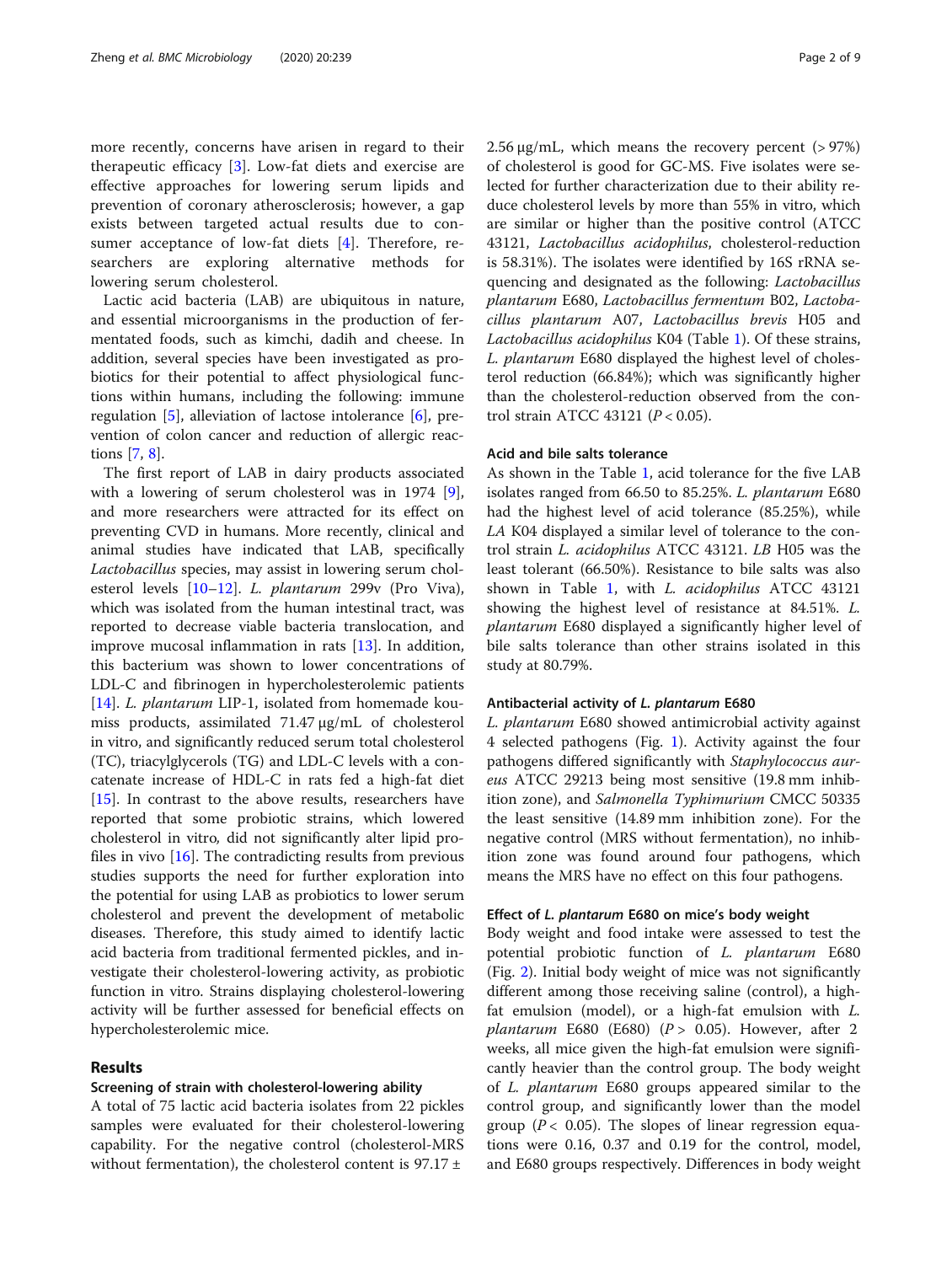more recently, concerns have arisen in regard to their therapeutic efficacy [3]. Low-fat diets and exercise are effective approaches for lowering serum lipids and prevention of coronary atherosclerosis; however, a gap exists between targeted actual results due to consumer acceptance of low-fat diets [4]. Therefore, researchers are exploring alternative methods for lowering serum cholesterol.

Lactic acid bacteria (LAB) are ubiquitous in nature, and essential microorganisms in the production of fermentated foods, such as kimchi, dadih and cheese. In addition, several species have been investigated as probiotics for their potential to affect physiological functions within humans, including the following: immune regulation [5], alleviation of lactose intolerance [6], prevention of colon cancer and reduction of allergic reactions [7, 8].

The first report of LAB in dairy products associated with a lowering of serum cholesterol was in 1974 [9], and more researchers were attracted for its effect on preventing CVD in humans. More recently, clinical and animal studies have indicated that LAB, specifically *Lactobacillus* species, may assist in lowering serum cholesterol levels [10–12]. *L. plantarum* 299v (Pro Viva), which was isolated from the human intestinal tract, was reported to decrease viable bacteria translocation, and improve mucosal inflammation in rats [13]. In addition, this bacterium was shown to lower concentrations of LDL-C and fibrinogen in hypercholesterolemic patients [14]. *L. plantarum* LIP-1, isolated from homemade koumiss products, assimilated 71.47 μg/mL of cholesterol in vitro, and significantly reduced serum total cholesterol (TC), triacylglycerols (TG) and LDL-C levels with a concatenate increase of HDL-C in rats fed a high-fat diet [15]. In contrast to the above results, researchers have reported that some probiotic strains, which lowered cholesterol in vitro, did not significantly alter lipid profiles in vivo [16]. The contradicting results from previous studies supports the need for further exploration into the potential for using LAB as probiotics to lower serum cholesterol and prevent the development of metabolic diseases. Therefore, this study aimed to identify lactic acid bacteria from traditional fermented pickles, and investigate their cholesterol-lowering activity, as probiotic function in vitro. Strains displaying cholesterol-lowering activity will be further assessed for beneficial effects on hypercholesterolemic mice.

## Results

### Screening of strain with cholesterol-lowering ability

A total of 75 lactic acid bacteria isolates from 22 pickles samples were evaluated for their cholesterol-lowering capability. For the negative control (cholesterol-MRS without fermentation), the cholesterol content is 97.17 ± 2.56 μg/mL, which means the recovery percent (> 97%) of cholesterol is good for GC-MS. Five isolates were selected for further characterization due to their ability reduce cholesterol levels by more than 55% in vitro, which are similar or higher than the positive control (ATCC 43121, *Lactobacillus acidophilus*, cholesterol-reduction is 58.31%). The isolates were identified by 16S rRNA sequencing and designated as the following: *Lactobacillus plantarum* E680, *Lactobacillus fermentum* B02, *Lactobacillus plantarum* A07, *Lactobacillus brevis* H05 and *Lactobacillus acidophilus* K04 (Table 1). Of these strains, *L. plantarum* E680 displayed the highest level of cholesterol reduction (66.84%); which was significantly higher than the cholesterol-reduction observed from the control strain ATCC 43121 ($P < 0.05$).

### Acid and bile salts tolerance

As shown in the Table 1, acid tolerance for the five LAB isolates ranged from 66.50 to 85.25%. *L. plantarum* E680 had the highest level of acid tolerance (85.25%), while *LA* K04 displayed a similar level of tolerance to the control strain *L. acidophilus* ATCC 43121. *LB* H05 was the least tolerant (66.50%). Resistance to bile salts was also shown in Table 1, with *L. acidophilus* ATCC 43121 showing the highest level of resistance at 84.51%. *L. plantarum* E680 displayed a significantly higher level of bile salts tolerance than other strains isolated in this study at 80.79%.

### Antibacterial activity of *L. plantarum* E680

*L. plantarum* E680 showed antimicrobial activity against 4 selected pathogens (Fig. 1). Activity against the four pathogens differed significantly with *Staphylococcus aureus* ATCC 29213 being most sensitive (19.8 mm inhibition zone), and *Salmonella Typhimurium* CMCC 50335 the least sensitive (14.89 mm inhibition zone). For the negative control (MRS without fermentation), no inhibition zone was found around four pathogens, which means the MRS have no effect on this four pathogens.

### Effect of *L. plantarum* E680 on mice's body weight

Body weight and food intake were assessed to test the potential probiotic function of *L. plantarum* E680 (Fig. 2). Initial body weight of mice was not significantly different among those receiving saline (control), a high-fat emulsion (model), or a high-fat emulsion with *L. plantarum* E680 (E680) ($P > 0.05$). However, after 2 weeks, all mice given the high-fat emulsion were significantly heavier than the control group. The body weight of *L. plantarum* E680 groups appeared similar to the control group, and significantly lower than the model group ($P < 0.05$). The slopes of linear regression equations were 0.16, 0.37 and 0.19 for the control, model, and E680 groups respectively. Differences in body weight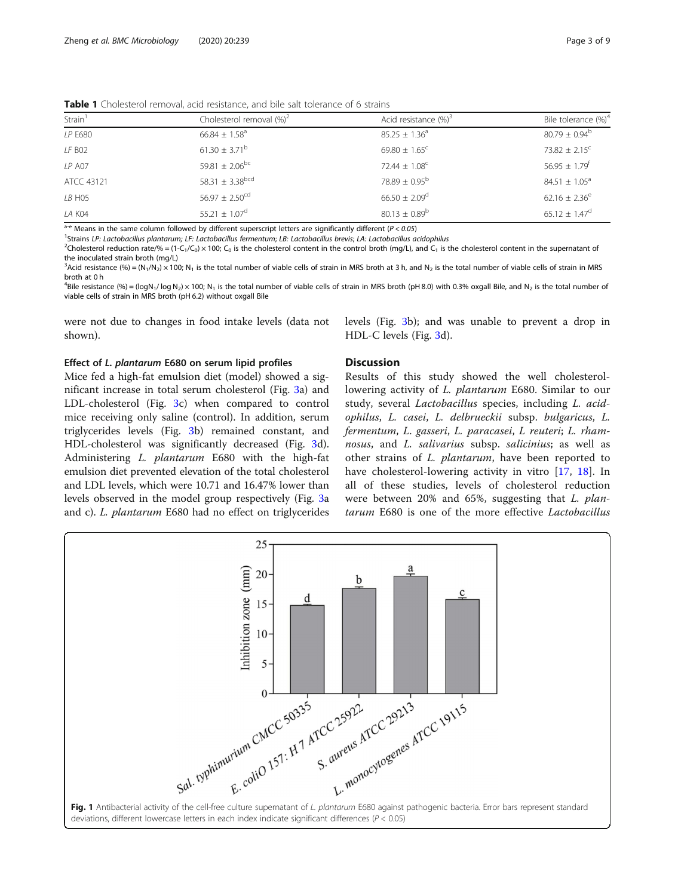**Table 1** Cholesterol removal, acid resistance, and bile salt tolerance of 6 strains

| Strain[1] | Cholesterol removal (%)[2] | Acid resistance (%)[3] | Bile tolerance (%)[4] |
|---|---|---|---|
| *LP* E680 | 66.84 ± 1.58[a] | 85.25 ± 1.36[a] | 80.79 ± 0.94[b] |
| *LF* B02 | 61.30 ± 3.71[b] | 69.80 ± 1.65[c] | 73.82 ± 2.15[c] |
| *LP* A07 | 59.81 ± 2.06[bc] | 72.44 ± 1.08[c] | 56.95 ± 1.79[f] |
| ATCC 43121 | 58.31 ± 3.38[bcd] | 78.89 ± 0.95[b] | 84.51 ± 1.05[a] |
| *LB* H05 | 56.97 ± 2.50[cd] | 66.50 ± 2.09[d] | 62.16 ± 2.36[e] |
| *LA* K04 | 55.21 ± 1.07[d] | 80.13 ± 0.89[b] | 65.12 ± 1.47[d] |

[a-e] Means in the same column followed by different superscript letters are significantly different ($P < 0.05$)

[1]Strains *LP: Lactobacillus plantarum; LF: Lactobacillus fermentum; LB: Lactobacillus brevis; LA: Lactobacillus acidophilus*

[2]Cholesterol reduction rate/% = $(1-C_1/C_0) \times 100$; $C_0$ is the cholesterol content in the control broth (mg/L), and $C_1$ is the cholesterol content in the supernatant of the inoculated strain broth (mg/L)

[3]Acid resistance (%) = $(N_1/N_2) \times 100$; $N_1$ is the total number of viable cells of strain in MRS broth at 3 h, and $N_2$ is the total number of viable cells of strain in MRS broth at 0 h

[4]Bile resistance (%) = $(\log N_1/\log N_2) \times 100$; $N_1$ is the total number of viable cells of strain in MRS broth (pH 8.0) with 0.3% oxgall Bile, and $N_2$ is the total number of viable cells of strain in MRS broth (pH 6.2) without oxgall Bile

were not due to changes in food intake levels (data not shown).

### Effect of *L. plantarum* E680 on serum lipid profiles

Mice fed a high-fat emulsion diet (model) showed a significant increase in total serum cholesterol (Fig. 3a) and LDL-cholesterol (Fig. 3c) when compared to control mice receiving only saline (control). In addition, serum triglycerides levels (Fig. 3b) remained constant, and HDL-cholesterol was significantly decreased (Fig. 3d). Administering *L. plantarum* E680 with the high-fat emulsion diet prevented elevation of the total cholesterol and LDL levels, which were 10.71 and 16.47% lower than levels observed in the model group respectively (Fig. 3a and c). *L. plantarum* E680 had no effect on triglycerides levels (Fig. 3b); and was unable to prevent a drop in HDL-C levels (Fig. 3d).

## Discussion

Results of this study showed the well cholesterol-lowering activity of *L. plantarum* E680. Similar to our study, several *Lactobacillus* species, including *L. acidophilus*, *L. casei*, *L. delbrueckii* subsp. *bulgaricus*, *L. fermentum*, *L. gasseri*, *L. paracasei*, *L reuteri*; *L. rhamnosus*, and *L. salivarius* subsp. *salicinius*; as well as other strains of *L. plantarum*, have been reported to have cholesterol-lowering activity in vitro [17, 18]. In all of these studies, levels of cholesterol reduction were between 20% and 65%, suggesting that *L. plantarum* E680 is one of the more effective *Lactobacillus*

**Fig. 1** Antibacterial activity of the cell-free culture supernatant of *L. plantarum* E680 against pathogenic bacteria. Error bars represent standard deviations, different lowercase letters in each index indicate significant differences ($P < 0.05$)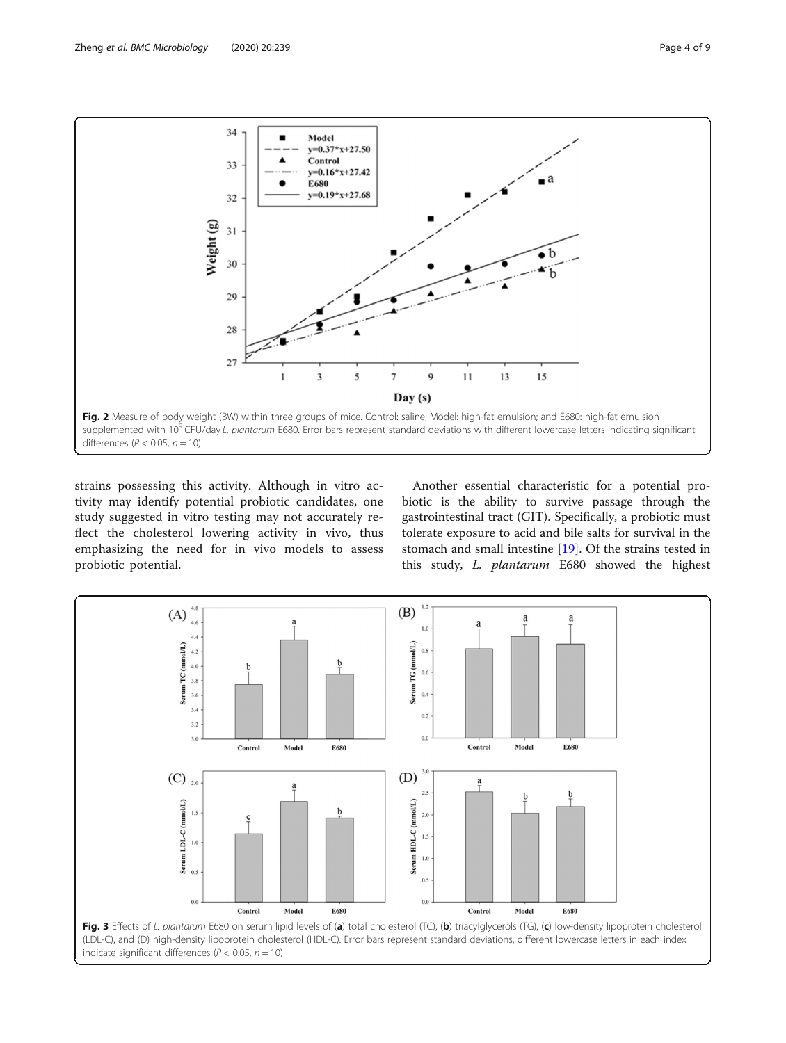Fig. 2 Measure of body weight (BW) within three groups of mice. Control: saline; Model: high-fat emulsion; and E680: high-fat emulsion supplemented with $10^9$ CFU/day *L. plantarum* E680. Error bars represent standard deviations with different lowercase letters indicating significant differences ($P < 0.05$, $n = 10$)

strains possessing this activity. Although in vitro activity may identify potential probiotic candidates, one study suggested in vitro testing may not accurately reflect the cholesterol lowering activity in vivo, thus emphasizing the need for in vivo models to assess probiotic potential.

Another essential characteristic for a potential probiotic is the ability to survive passage through the gastrointestinal tract (GIT). Specifically, a probiotic must tolerate exposure to acid and bile salts for survival in the stomach and small intestine [19]. Of the strains tested in this study, *L. plantarum* E680 showed the highest

Fig. 3 Effects of *L. plantarum* E680 on serum lipid levels of (**a**) total cholesterol (TC), (**b**) triacylglycerols (TG), (**c**) low-density lipoprotein cholesterol (LDL-C), and (D) high-density lipoprotein cholesterol (HDL-C). Error bars represent standard deviations, different lowercase letters in each index indicate significant differences ($P < 0.05$, $n = 10$)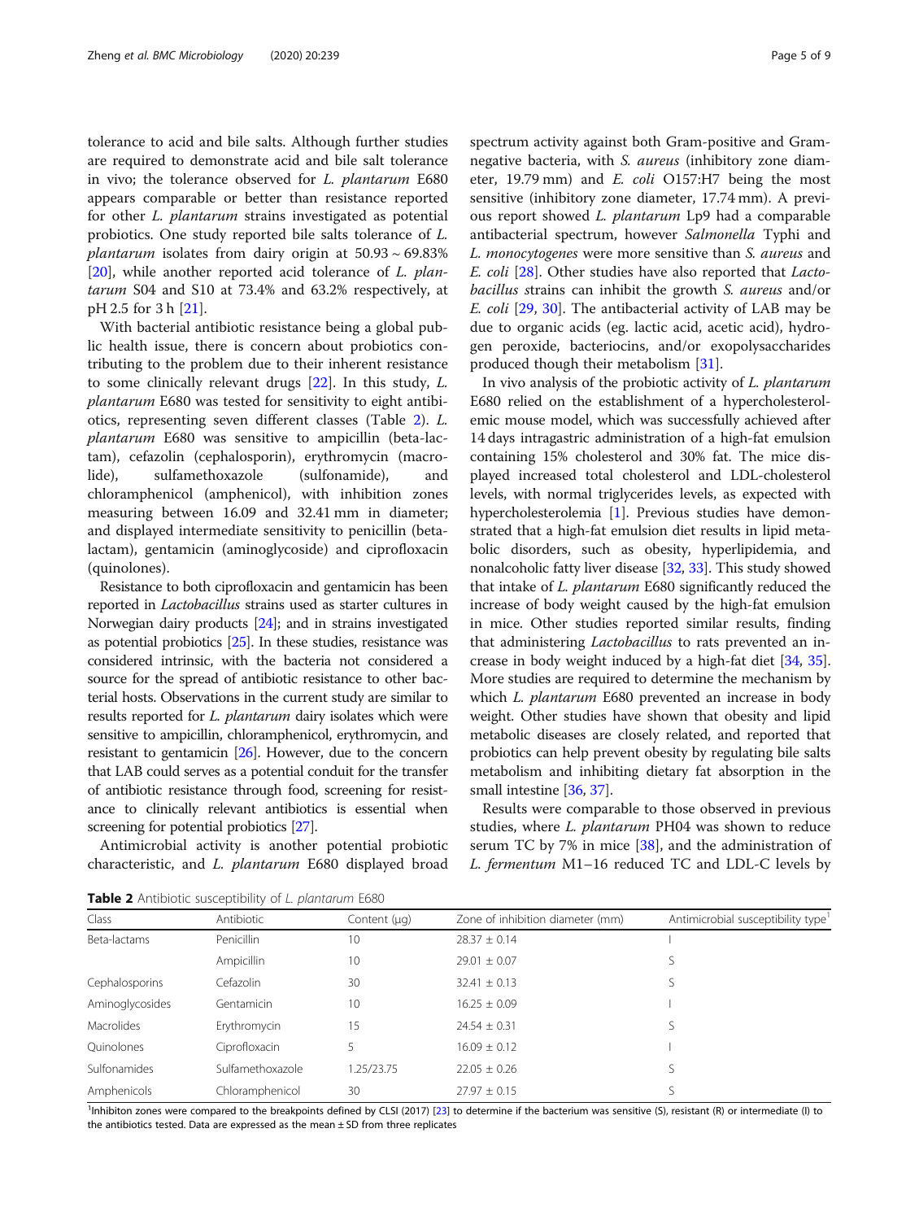tolerance to acid and bile salts. Although further studies are required to demonstrate acid and bile salt tolerance in vivo; the tolerance observed for *L. plantarum* E680 appears comparable or better than resistance reported for other *L. plantarum* strains investigated as potential probiotics. One study reported bile salts tolerance of *L. plantarum* isolates from dairy origin at 50.93 ~ 69.83% [20], while another reported acid tolerance of *L. plantarum* S04 and S10 at 73.4% and 63.2% respectively, at pH 2.5 for 3 h [21].

With bacterial antibiotic resistance being a global public health issue, there is concern about probiotics contributing to the problem due to their inherent resistance to some clinically relevant drugs [22]. In this study, *L. plantarum* E680 was tested for sensitivity to eight antibiotics, representing seven different classes (Table 2). *L. plantarum* E680 was sensitive to ampicillin (beta-lactam), cefazolin (cephalosporin), erythromycin (macrolide), sulfamethoxazole (sulfonamide), and chloramphenicol (amphenicol), with inhibition zones measuring between 16.09 and 32.41 mm in diameter; and displayed intermediate sensitivity to penicillin (beta-lactam), gentamicin (aminoglycoside) and ciprofloxacin (quinolones).

Resistance to both ciprofloxacin and gentamicin has been reported in *Lactobacillus* strains used as starter cultures in Norwegian dairy products [24]; and in strains investigated as potential probiotics [25]. In these studies, resistance was considered intrinsic, with the bacteria not considered a source for the spread of antibiotic resistance to other bacterial hosts. Observations in the current study are similar to results reported for *L. plantarum* dairy isolates which were sensitive to ampicillin, chloramphenicol, erythromycin, and resistant to gentamicin [26]. However, due to the concern that LAB could serves as a potential conduit for the transfer of antibiotic resistance through food, screening for resistance to clinically relevant antibiotics is essential when screening for potential probiotics [27].

Antimicrobial activity is another potential probiotic characteristic, and *L. plantarum* E680 displayed broad spectrum activity against both Gram-positive and Gram-negative bacteria, with *S. aureus* (inhibitory zone diameter, 19.79 mm) and *E. coli* O157:H7 being the most sensitive (inhibitory zone diameter, 17.74 mm). A previous report showed *L. plantarum* Lp9 had a comparable antibacterial spectrum, however *Salmonella* Typhi and *L. monocytogenes* were more sensitive than *S. aureus* and *E. coli* [28]. Other studies have also reported that *Lactobacillus* strains can inhibit the growth *S. aureus* and/or *E. coli* [29, 30]. The antibacterial activity of LAB may be due to organic acids (eg. lactic acid, acetic acid), hydrogen peroxide, bacteriocins, and/or exopolysaccharides produced though their metabolism [31].

In vivo analysis of the probiotic activity of *L. plantarum* E680 relied on the establishment of a hypercholesterolemic mouse model, which was successfully achieved after 14 days intragastric administration of a high-fat emulsion containing 15% cholesterol and 30% fat. The mice displayed increased total cholesterol and LDL-cholesterol levels, with normal triglycerides levels, as expected with hypercholesterolemia [1]. Previous studies have demonstrated that a high-fat emulsion diet results in lipid metabolic disorders, such as obesity, hyperlipidemia, and nonalcoholic fatty liver disease [32, 33]. This study showed that intake of *L. plantarum* E680 significantly reduced the increase of body weight caused by the high-fat emulsion in mice. Other studies reported similar results, finding that administering *Lactobacillus* to rats prevented an increase in body weight induced by a high-fat diet [34, 35]. More studies are required to determine the mechanism by which *L. plantarum* E680 prevented an increase in body weight. Other studies have shown that obesity and lipid metabolic diseases are closely related, and reported that probiotics can help prevent obesity by regulating bile salts metabolism and inhibiting dietary fat absorption in the small intestine [36, 37].

Results were comparable to those observed in previous studies, where *L. plantarum* PH04 was shown to reduce serum TC by 7% in mice [38], and the administration of *L. fermentum* M1–16 reduced TC and LDL-C levels by

**Table 2** Antibiotic susceptibility of *L. plantarum* E680

| Class | Antibiotic | Content (μg) | Zone of inhibition diameter (mm) | Antimicrobial susceptibility type[1] |
|---|---|---|---|---|
| Beta-lactams | Penicillin | 10 | 28.37 ± 0.14 | I |
| | Ampicillin | 10 | 29.01 ± 0.07 | S |
| Cephalosporins | Cefazolin | 30 | 32.41 ± 0.13 | S |
| Aminoglycosides | Gentamicin | 10 | 16.25 ± 0.09 | I |
| Macrolides | Erythromycin | 15 | 24.54 ± 0.31 | S |
| Quinolones | Ciprofloxacin | 5 | 16.09 ± 0.12 | I |
| Sulfonamides | Sulfamethoxazole | 1.25/23.75 | 22.05 ± 0.26 | S |
| Amphenicols | Chloramphenicol | 30 | 27.97 ± 0.15 | S |

[1]Inhibiton zones were compared to the breakpoints defined by CLSI (2017) [23] to determine if the bacterium was sensitive (S), resistant (R) or intermediate (I) to the antibiotics tested. Data are expressed as the mean ± SD from three replicates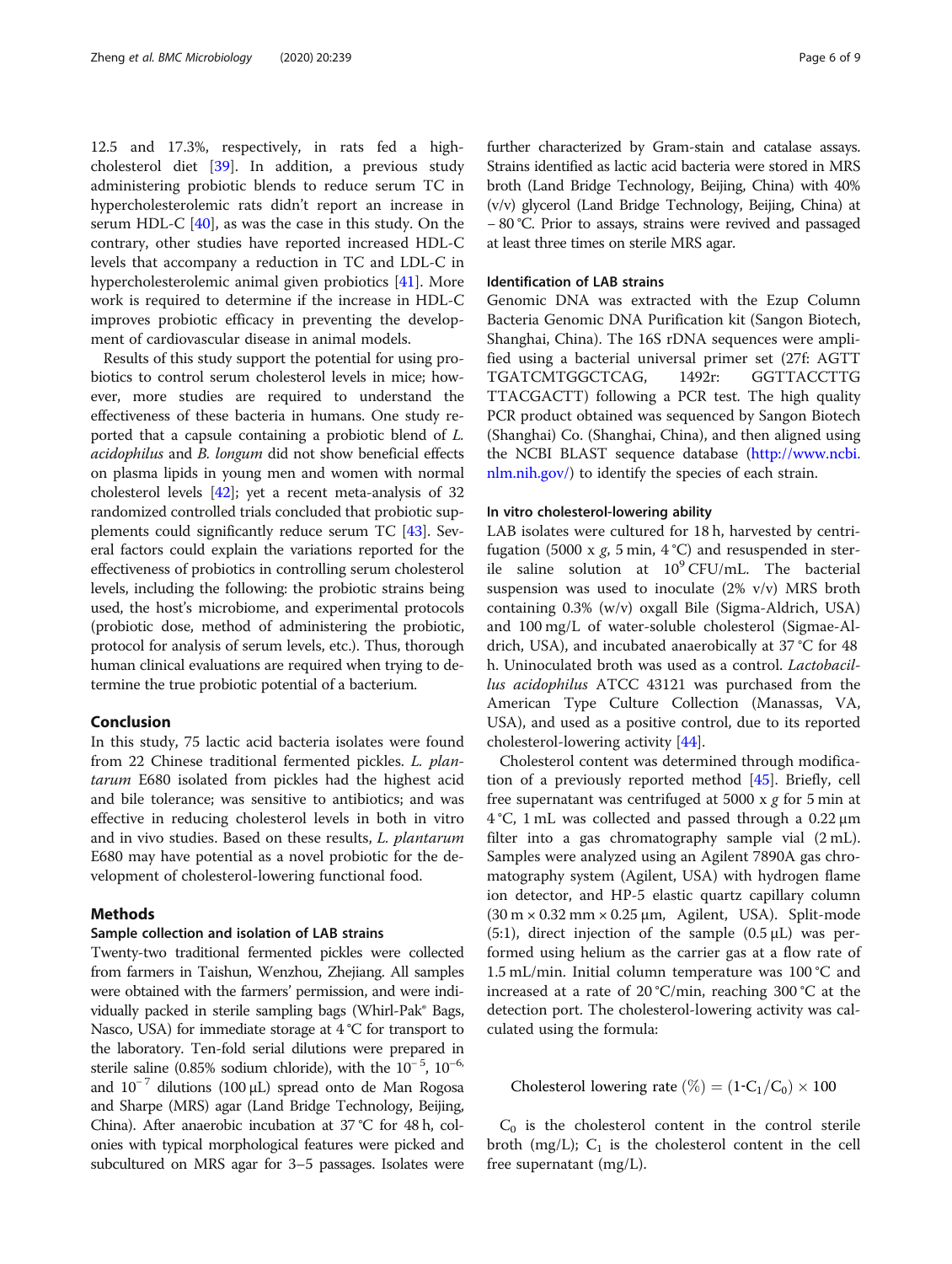12.5 and 17.3%, respectively, in rats fed a high-cholesterol diet [39]. In addition, a previous study administering probiotic blends to reduce serum TC in hypercholesterolemic rats didn't report an increase in serum HDL-C [40], as was the case in this study. On the contrary, other studies have reported increased HDL-C levels that accompany a reduction in TC and LDL-C in hypercholesterolemic animal given probiotics [41]. More work is required to determine if the increase in HDL-C improves probiotic efficacy in preventing the development of cardiovascular disease in animal models.

Results of this study support the potential for using probiotics to control serum cholesterol levels in mice; however, more studies are required to understand the effectiveness of these bacteria in humans. One study reported that a capsule containing a probiotic blend of *L. acidophilus* and *B. longum* did not show beneficial effects on plasma lipids in young men and women with normal cholesterol levels [42]; yet a recent meta-analysis of 32 randomized controlled trials concluded that probiotic supplements could significantly reduce serum TC [43]. Several factors could explain the variations reported for the effectiveness of probiotics in controlling serum cholesterol levels, including the following: the probiotic strains being used, the host's microbiome, and experimental protocols (probiotic dose, method of administering the probiotic, protocol for analysis of serum levels, etc.). Thus, thorough human clinical evaluations are required when trying to determine the true probiotic potential of a bacterium.

## Conclusion

In this study, 75 lactic acid bacteria isolates were found from 22 Chinese traditional fermented pickles. *L. plantarum* E680 isolated from pickles had the highest acid and bile tolerance; was sensitive to antibiotics; and was effective in reducing cholesterol levels in both in vitro and in vivo studies. Based on these results, *L. plantarum* E680 may have potential as a novel probiotic for the development of cholesterol-lowering functional food.

## Methods

### Sample collection and isolation of LAB strains

Twenty-two traditional fermented pickles were collected from farmers in Taishun, Wenzhou, Zhejiang. All samples were obtained with the farmers' permission, and were individually packed in sterile sampling bags (Whirl-Pak® Bags, Nasco, USA) for immediate storage at 4 °C for transport to the laboratory. Ten-fold serial dilutions were prepared in sterile saline (0.85% sodium chloride), with the $10^{-5}$, $10^{-6}$, and $10^{-7}$ dilutions (100 μL) spread onto de Man Rogosa and Sharpe (MRS) agar (Land Bridge Technology, Beijing, China). After anaerobic incubation at 37 °C for 48 h, colonies with typical morphological features were picked and subcultured on MRS agar for 3–5 passages. Isolates were further characterized by Gram-stain and catalase assays. Strains identified as lactic acid bacteria were stored in MRS broth (Land Bridge Technology, Beijing, China) with 40% (v/v) glycerol (Land Bridge Technology, Beijing, China) at − 80 °C. Prior to assays, strains were revived and passaged at least three times on sterile MRS agar.

### Identification of LAB strains

Genomic DNA was extracted with the Ezup Column Bacteria Genomic DNA Purification kit (Sangon Biotech, Shanghai, China). The 16S rDNA sequences were amplified using a bacterial universal primer set (27f: AGTT TGATCMTGGCTCAG, 1492r: GGTTACCTTG TTACGACTT) following a PCR test. The high quality PCR product obtained was sequenced by Sangon Biotech (Shanghai) Co. (Shanghai, China), and then aligned using the NCBI BLAST sequence database (http://www.ncbi.nlm.nih.gov/) to identify the species of each strain.

### In vitro cholesterol-lowering ability

LAB isolates were cultured for 18 h, harvested by centrifugation (5000 x *g*, 5 min, 4 °C) and resuspended in sterile saline solution at $10^9$ CFU/mL. The bacterial suspension was used to inoculate (2% v/v) MRS broth containing 0.3% (w/v) oxgall Bile (Sigma-Aldrich, USA) and 100 mg/L of water-soluble cholesterol (Sigmae-Aldrich, USA), and incubated anaerobically at 37 °C for 48 h. Uninoculated broth was used as a control. *Lactobacillus acidophilus* ATCC 43121 was purchased from the American Type Culture Collection (Manassas, VA, USA), and used as a positive control, due to its reported cholesterol-lowering activity [44].

Cholesterol content was determined through modification of a previously reported method [45]. Briefly, cell free supernatant was centrifuged at 5000 x *g* for 5 min at 4 °C, 1 mL was collected and passed through a 0.22 μm filter into a gas chromatography sample vial (2 mL). Samples were analyzed using an Agilent 7890A gas chromatography system (Agilent, USA) with hydrogen flame ion detector, and HP-5 elastic quartz capillary column (30 m × 0.32 mm × 0.25 μm, Agilent, USA). Split-mode (5:1), direct injection of the sample (0.5 μL) was performed using helium as the carrier gas at a flow rate of 1.5 mL/min. Initial column temperature was 100 °C and increased at a rate of 20 °C/min, reaching 300 °C at the detection port. The cholesterol-lowering activity was calculated using the formula:

$$\text{Cholesterol lowering rate } (\%) = (1\text{-}C_1/C_0) \times 100$$

$C_0$ is the cholesterol content in the control sterile broth (mg/L); $C_1$ is the cholesterol content in the cell free supernatant (mg/L).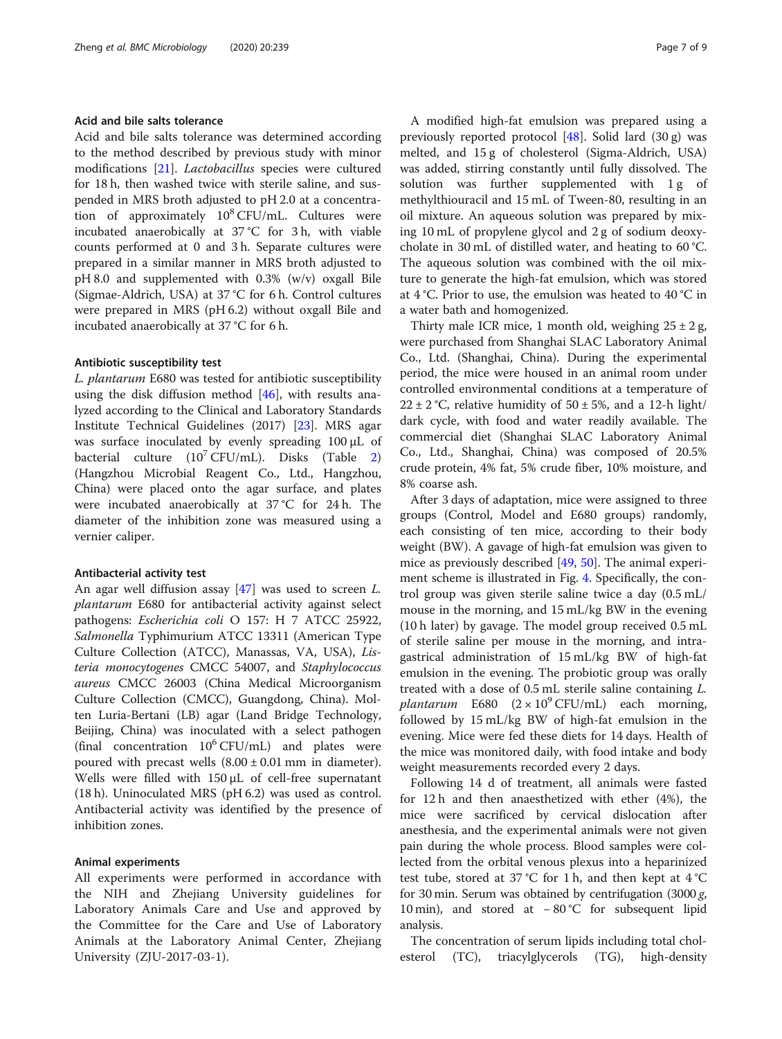### Acid and bile salts tolerance

Acid and bile salts tolerance was determined according to the method described by previous study with minor modifications [21]. *Lactobacillus* species were cultured for 18 h, then washed twice with sterile saline, and suspended in MRS broth adjusted to pH 2.0 at a concentration of approximately $10^8$ CFU/mL. Cultures were incubated anaerobically at 37 °C for 3 h, with viable counts performed at 0 and 3 h. Separate cultures were prepared in a similar manner in MRS broth adjusted to pH 8.0 and supplemented with 0.3% (w/v) oxgall Bile (Sigmae-Aldrich, USA) at 37 °C for 6 h. Control cultures were prepared in MRS (pH 6.2) without oxgall Bile and incubated anaerobically at 37 °C for 6 h.

### Antibiotic susceptibility test

*L. plantarum* E680 was tested for antibiotic susceptibility using the disk diffusion method [46], with results analyzed according to the Clinical and Laboratory Standards Institute Technical Guidelines (2017) [23]. MRS agar was surface inoculated by evenly spreading 100 μL of bacterial culture ($10^7$ CFU/mL). Disks (Table 2) (Hangzhou Microbial Reagent Co., Ltd., Hangzhou, China) were placed onto the agar surface, and plates were incubated anaerobically at 37 °C for 24 h. The diameter of the inhibition zone was measured using a vernier caliper.

### Antibacterial activity test

An agar well diffusion assay [47] was used to screen *L. plantarum* E680 for antibacterial activity against select pathogens: *Escherichia coli* O 157: H 7 ATCC 25922, *Salmonella* Typhimurium ATCC 13311 (American Type Culture Collection (ATCC), Manassas, VA, USA), *Listeria monocytogenes* CMCC 54007, and *Staphylococcus aureus* CMCC 26003 (China Medical Microorganism Culture Collection (CMCC), Guangdong, China). Molten Luria-Bertani (LB) agar (Land Bridge Technology, Beijing, China) was inoculated with a select pathogen (final concentration $10^6$ CFU/mL) and plates were poured with precast wells (8.00 ± 0.01 mm in diameter). Wells were filled with 150 μL of cell-free supernatant (18 h). Uninoculated MRS (pH 6.2) was used as control. Antibacterial activity was identified by the presence of inhibition zones.

### Animal experiments

All experiments were performed in accordance with the NIH and Zhejiang University guidelines for Laboratory Animals Care and Use and approved by the Committee for the Care and Use of Laboratory Animals at the Laboratory Animal Center, Zhejiang University (ZJU-2017-03-1).

A modified high-fat emulsion was prepared using a previously reported protocol [48]. Solid lard (30 g) was melted, and 15 g of cholesterol (Sigma-Aldrich, USA) was added, stirring constantly until fully dissolved. The solution was further supplemented with 1 g of methylthiouracil and 15 mL of Tween-80, resulting in an oil mixture. An aqueous solution was prepared by mixing 10 mL of propylene glycol and 2 g of sodium deoxycholate in 30 mL of distilled water, and heating to 60 °C. The aqueous solution was combined with the oil mixture to generate the high-fat emulsion, which was stored at 4 °C. Prior to use, the emulsion was heated to 40 °C in a water bath and homogenized.

Thirty male ICR mice, 1 month old, weighing 25 ± 2 g, were purchased from Shanghai SLAC Laboratory Animal Co., Ltd. (Shanghai, China). During the experimental period, the mice were housed in an animal room under controlled environmental conditions at a temperature of 22 ± 2 °C, relative humidity of 50 ± 5%, and a 12-h light/dark cycle, with food and water readily available. The commercial diet (Shanghai SLAC Laboratory Animal Co., Ltd., Shanghai, China) was composed of 20.5% crude protein, 4% fat, 5% crude fiber, 10% moisture, and 8% coarse ash.

After 3 days of adaptation, mice were assigned to three groups (Control, Model and E680 groups) randomly, each consisting of ten mice, according to their body weight (BW). A gavage of high-fat emulsion was given to mice as previously described [49, 50]. The animal experiment scheme is illustrated in Fig. 4. Specifically, the control group was given sterile saline twice a day (0.5 mL/mouse in the morning, and 15 mL/kg BW in the evening (10 h later) by gavage. The model group received 0.5 mL of sterile saline per mouse in the morning, and intragastrical administration of 15 mL/kg BW of high-fat emulsion in the evening. The probiotic group was orally treated with a dose of 0.5 mL sterile saline containing *L. plantarum* E680 ($2 \times 10^9$ CFU/mL) each morning, followed by 15 mL/kg BW of high-fat emulsion in the evening. Mice were fed these diets for 14 days. Health of the mice was monitored daily, with food intake and body weight measurements recorded every 2 days.

Following 14 d of treatment, all animals were fasted for 12 h and then anaesthetized with ether (4%), the mice were sacrificed by cervical dislocation after anesthesia, and the experimental animals were not given pain during the whole process. Blood samples were collected from the orbital venous plexus into a heparinized test tube, stored at 37 °C for 1 h, and then kept at 4 °C for 30 min. Serum was obtained by centrifugation (3000 *g*, 10 min), and stored at − 80 °C for subsequent lipid analysis.

The concentration of serum lipids including total cholesterol (TC), triacylglycerols (TG), high-density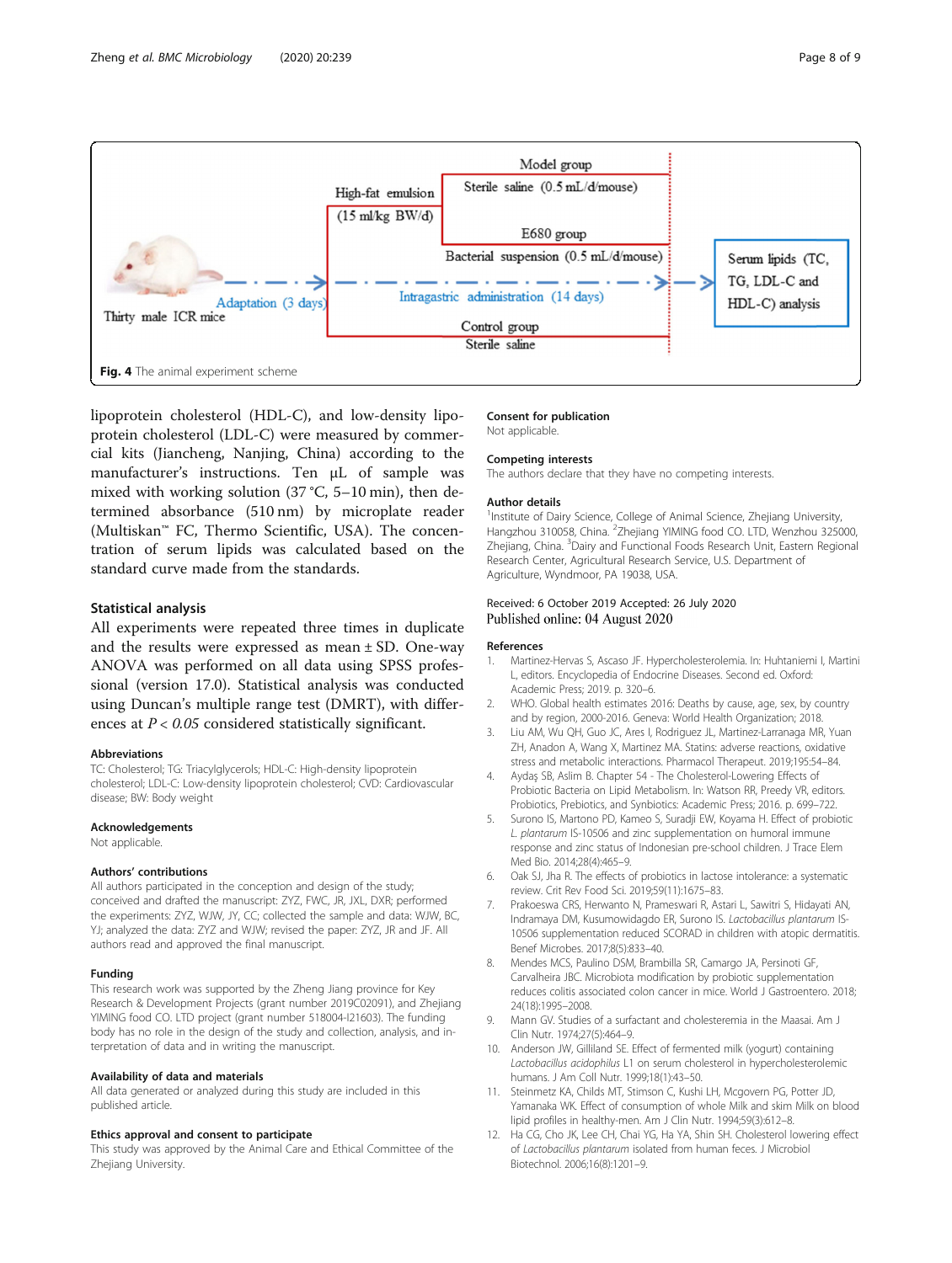Fig. 4 The animal experiment scheme

lipoprotein cholesterol (HDL-C), and low-density lipoprotein cholesterol (LDL-C) were measured by commercial kits (Jiancheng, Nanjing, China) according to the manufacturer's instructions. Ten μL of sample was mixed with working solution (37 °C, 5–10 min), then determined absorbance (510 nm) by microplate reader (Multiskan™ FC, Thermo Scientific, USA). The concentration of serum lipids was calculated based on the standard curve made from the standards.

### Statistical analysis

All experiments were repeated three times in duplicate and the results were expressed as mean ± SD. One-way ANOVA was performed on all data using SPSS professional (version 17.0). Statistical analysis was conducted using Duncan's multiple range test (DMRT), with differences at $P < 0.05$ considered statistically significant.

#### Abbreviations

TC: Cholesterol; TG: Triacylglycerols; HDL-C: High-density lipoprotein cholesterol; LDL-C: Low-density lipoprotein cholesterol; CVD: Cardiovascular disease; BW: Body weight

#### Acknowledgements

Not applicable.

#### Authors' contributions

All authors participated in the conception and design of the study; conceived and drafted the manuscript: ZYZ, FWC, JR, JXL, DXR; performed the experiments: ZYZ, WJW, JY, CC; collected the sample and data: WJW, BC, YJ; analyzed the data: ZYZ and WJW; revised the paper: ZYZ, JR and JF. All authors read and approved the final manuscript.

#### Funding

This research work was supported by the Zheng Jiang province for Key Research & Development Projects (grant number 2019C02091), and Zhejiang YIMING food CO. LTD project (grant number 518004-I21603). The funding body has no role in the design of the study and collection, analysis, and interpretation of data and in writing the manuscript.

#### Availability of data and materials

All data generated or analyzed during this study are included in this published article.

#### Ethics approval and consent to participate

This study was approved by the Animal Care and Ethical Committee of the Zhejiang University.

#### Consent for publication

Not applicable.

#### Competing interests

The authors declare that they have no competing interests.

#### Author details

[1]Institute of Dairy Science, College of Animal Science, Zhejiang University, Hangzhou 310058, China. [2]Zhejiang YIMING food CO. LTD, Wenzhou 325000, Zhejiang, China. [3]Dairy and Functional Foods Research Unit, Eastern Regional Research Center, Agricultural Research Service, U.S. Department of Agriculture, Wyndmoor, PA 19038, USA.

Received: 6 October 2019 Accepted: 26 July 2020
Published online: 04 August 2020

#### References

1. Martinez-Hervas S, Ascaso JF. Hypercholesterolemia. In: Huhtaniemi I, Martini L, editors. Encyclopedia of Endocrine Diseases. Second ed. Oxford: Academic Press; 2019. p. 320–6.
2. WHO. Global health estimates 2016: Deaths by cause, age, sex, by country and by region, 2000-2016. Geneva: World Health Organization; 2018.
3. Liu AM, Wu QH, Guo JC, Ares I, Rodriguez JL, Martinez-Larranaga MR, Yuan ZH, Anadon A, Wang X, Martinez MA. Statins: adverse reactions, oxidative stress and metabolic interactions. Pharmacol Therapeut. 2019;195:54–84.
4. Aydaş SB, Aslim B. Chapter 54 - The Cholesterol-Lowering Effects of Probiotic Bacteria on Lipid Metabolism. In: Watson RR, Preedy VR, editors. Probiotics, Prebiotics, and Synbiotics: Academic Press; 2016. p. 699–722.
5. Surono IS, Martono PD, Kameo S, Suradji EW, Koyama H. Effect of probiotic *L. plantarum* IS-10506 and zinc supplementation on humoral immune response and zinc status of Indonesian pre-school children. J Trace Elem Med Bio. 2014;28(4):465–9.
6. Oak SJ, Jha R. The effects of probiotics in lactose intolerance: a systematic review. Crit Rev Food Sci. 2019;59(11):1675–83.
7. Prakoeswa CRS, Herwanto N, Prameswari R, Astari L, Sawitri S, Hidayati AN, Indramaya DM, Kusumowidagdo ER, Surono IS. *Lactobacillus plantarum* IS-10506 supplementation reduced SCORAD in children with atopic dermatitis. Benef Microbes. 2017;8(5):833–40.
8. Mendes MCS, Paulino DSM, Brambilla SR, Camargo JA, Persinoti GF, Carvalheira JBC. Microbiota modification by probiotic supplementation reduces colitis associated colon cancer in mice. World J Gastroentero. 2018;24(18):1995–2008.
9. Mann GV. Studies of a surfactant and cholesteremia in the Maasai. Am J Clin Nutr. 1974;27(5):464–9.
10. Anderson JW, Gilliland SE. Effect of fermented milk (yogurt) containing *Lactobacillus acidophilus* L1 on serum cholesterol in hypercholesterolemic humans. J Am Coll Nutr. 1999;18(1):43–50.
11. Steinmetz KA, Childs MT, Stimson C, Kushi LH, Mcgovern PG, Potter JD, Yamanaka WK. Effect of consumption of whole Milk and skim Milk on blood lipid profiles in healthy-men. Am J Clin Nutr. 1994;59(3):612–8.
12. Ha CG, Cho JK, Lee CH, Chai YG, Ha YA, Shin SH. Cholesterol lowering effect of *Lactobacillus plantarum* isolated from human feces. J Microbiol Biotechnol. 2006;16(8):1201–9.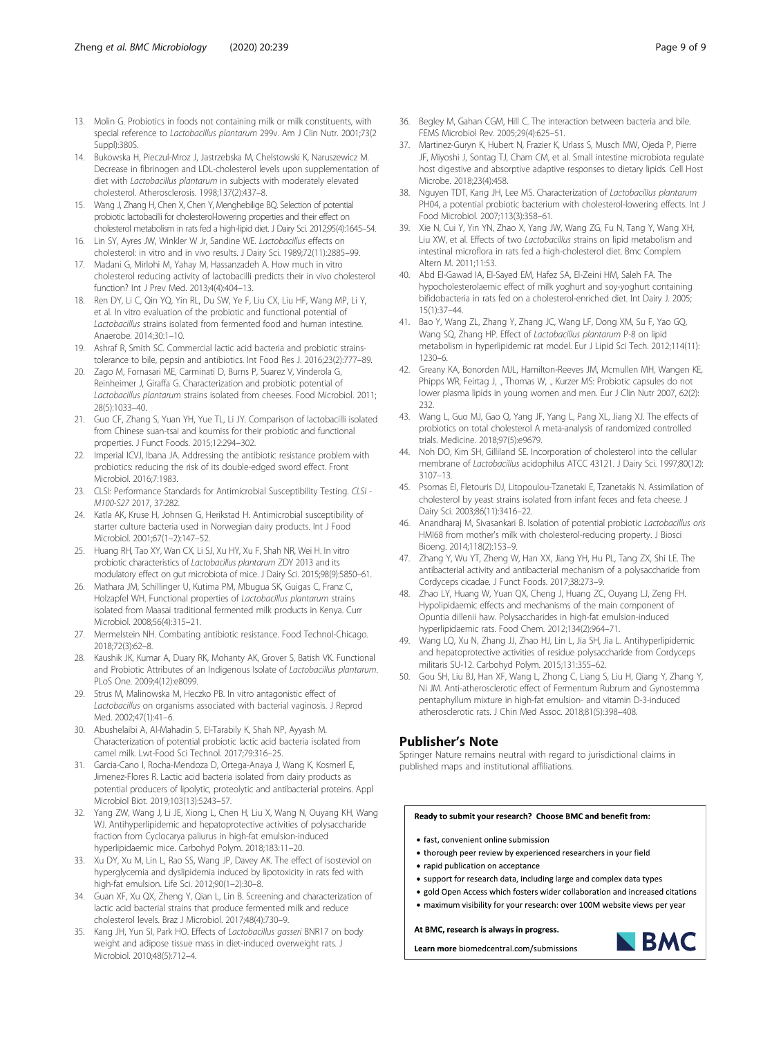13. Molin G. Probiotics in foods not containing milk or milk constituents, with special reference to *Lactobacillus plantarum* 299v. Am J Clin Nutr. 2001;73(2 Suppl):380S.
14. Bukowska H, Pieczul-Mroz J, Jastrzebska M, Chelstowski K, Naruszewicz M. Decrease in fibrinogen and LDL-cholesterol levels upon supplementation of diet with *Lactobacillus plantarum* in subjects with moderately elevated cholesterol. Atherosclerosis. 1998;137(2):437–8.
15. Wang J, Zhang H, Chen X, Chen Y, Menghebilige BQ. Selection of potential probiotic lactobacilli for cholesterol-lowering properties and their effect on cholesterol metabolism in rats fed a high-lipid diet. J Dairy Sci. 2012;95(4):1645–54.
16. Lin SY, Ayres JW, Winkler W Jr, Sandine WE. *Lactobacillus* effects on cholesterol: in vitro and in vivo results. J Dairy Sci. 1989;72(11):2885–99.
17. Madani G, Mirlohi M, Yahay M, Hassanzadeh A. How much in vitro cholesterol reducing activity of lactobacilli predicts their in vivo cholesterol function? Int J Prev Med. 2013;4(4):404–13.
18. Ren DY, Li C, Qin YQ, Yin RL, Du SW, Ye F, Liu CX, Liu HF, Wang MP, Li Y, et al. In vitro evaluation of the probiotic and functional potential of *Lactobacillus* strains isolated from fermented food and human intestine. Anaerobe. 2014;30:1–10.
19. Ashraf R, Smith SC. Commercial lactic acid bacteria and probiotic strains- tolerance to bile, pepsin and antibiotics. Int Food Res J. 2016;23(2):777–89.
20. Zago M, Fornasari ME, Carminati D, Burns P, Suarez V, Vinderola G, Reinheimer J, Giraffa G. Characterization and probiotic potential of *Lactobacillus plantarum* strains isolated from cheeses. Food Microbiol. 2011; 28(5):1033–40.
21. Guo CF, Zhang S, Yuan YH, Yue TL, Li JY. Comparison of lactobacilli isolated from Chinese suan-tsai and koumiss for their probiotic and functional properties. J Funct Foods. 2015;12:294–302.
22. Imperial ICVJ, Ibana JA. Addressing the antibiotic resistance problem with probiotics: reducing the risk of its double-edged sword effect. Front Microbiol. 2016;7:1983.
23. CLSI: Performance Standards for Antimicrobial Susceptibility Testing. *CLSI - M100-S27* 2017, 37:282.
24. Katla AK, Kruse H, Johnsen G, Herikstad H. Antimicrobial susceptibility of starter culture bacteria used in Norwegian dairy products. Int J Food Microbiol. 2001;67(1–2):147–52.
25. Huang RH, Tao XY, Wan CX, Li SJ, Xu HY, Xu F, Shah NR, Wei H. In vitro probiotic characteristics of *Lactobacillus plantarum* ZDY 2013 and its modulatory effect on gut microbiota of mice. J Dairy Sci. 2015;98(9):5850–61.
26. Mathara JM, Schillinger U, Kutima PM, Mbugua SK, Guigas C, Franz C, Holzapfel WH. Functional properties of *Lactobacillus plantarum* strains isolated from Maasai traditional fermented milk products in Kenya. Curr Microbiol. 2008;56(4):315–21.
27. Mermelstein NH. Combating antibiotic resistance. Food Technol-Chicago. 2018;72(3):62–8.
28. Kaushik JK, Kumar A, Duary RK, Mohanty AK, Grover S, Batish VK. Functional and Probiotic Attributes of an Indigenous Isolate of *Lactobacillus plantarum*. PLoS One. 2009;4(12):e8099.
29. Strus M, Malinowska M, Heczko PB. In vitro antagonistic effect of *Lactobacillus* on organisms associated with bacterial vaginosis. J Reprod Med. 2002;47(1):41–6.
30. Abushelaibi A, Al-Mahadin S, El-Tarabily K, Shah NP, Ayyash M. Characterization of potential probiotic lactic acid bacteria isolated from camel milk. Lwt-Food Sci Technol. 2017;79:316–25.
31. Garcia-Cano I, Rocha-Mendoza D, Ortega-Anaya J, Wang K, Kosmerl E, Jimenez-Flores R. Lactic acid bacteria isolated from dairy products as potential producers of lipolytic, proteolytic and antibacterial proteins. Appl Microbiol Biot. 2019;103(13):5243–57.
32. Yang ZW, Wang J, Li JE, Xiong L, Chen H, Liu X, Wang N, Ouyang KH, Wang WJ. Antihyperlipidemic and hepatoprotective activities of polysaccharide fraction from Cyclocarya paliurus in high-fat emulsion-induced hyperlipidaemic mice. Carbohyd Polym. 2018;183:11–20.
33. Xu DY, Xu M, Lin L, Rao SS, Wang JP, Davey AK. The effect of isosteviol on hyperglycemia and dyslipidemia induced by lipotoxicity in rats fed with high-fat emulsion. Life Sci. 2012;90(1–2):30–8.
34. Guan XF, Xu QX, Zheng Y, Qian L, Lin B. Screening and characterization of lactic acid bacterial strains that produce fermented milk and reduce cholesterol levels. Braz J Microbiol. 2017;48(4):730–9.
35. Kang JH, Yun SI, Park HO. Effects of *Lactobacillus gasseri* BNR17 on body weight and adipose tissue mass in diet-induced overweight rats. J Microbiol. 2010;48(5):712–4.
36. Begley M, Gahan CGM, Hill C. The interaction between bacteria and bile. FEMS Microbiol Rev. 2005;29(4):625–51.
37. Martinez-Guryn K, Hubert N, Frazier K, Urlass S, Musch MW, Ojeda P, Pierre JF, Miyoshi J, Sontag TJ, Cham CM, et al. Small intestine microbiota regulate host digestive and absorptive adaptive responses to dietary lipids. Cell Host Microbe. 2018;23(4):458.
38. Nguyen TDT, Kang JH, Lee MS. Characterization of *Lactobacillus plantarum* PH04, a potential probiotic bacterium with cholesterol-lowering effects. Int J Food Microbiol. 2007;113(3):358–61.
39. Xie N, Cui Y, Yin YN, Zhao X, Yang JW, Wang ZG, Fu N, Tang Y, Wang XH, Liu XW, et al. Effects of two *Lactobacillus* strains on lipid metabolism and intestinal microflora in rats fed a high-cholesterol diet. Bmc Complem Altern M. 2011;11:53.
40. Abd El-Gawad IA, El-Sayed EM, Hafez SA, El-Zeini HM, Saleh FA. The hypocholesterolaemic effect of milk yoghurt and soy-yoghurt containing bifidobacteria in rats fed on a cholesterol-enriched diet. Int Dairy J. 2005; 15(1):37–44.
41. Bao Y, Wang ZL, Zhang Y, Zhang JC, Wang LF, Dong XM, Su F, Yao GQ, Wang SQ, Zhang HP. Effect of *Lactobacillus plantarum* P-8 on lipid metabolism in hyperlipidemic rat model. Eur J Lipid Sci Tech. 2012;114(11): 1230–6.
42. Greany KA, Bonorden MJL, Hamilton-Reeves JM, Mcmullen MH, Wangen KE, Phipps WR, Feirtag J, ., Thomas W, ., Kurzer MS: Probiotic capsules do not lower plasma lipids in young women and men. Eur J Clin Nutr 2007, 62(2): 232.
43. Wang L, Guo MJ, Gao Q, Yang JF, Yang L, Pang XL, Jiang XJ. The effects of probiotics on total cholesterol A meta-analysis of randomized controlled trials. Medicine. 2018;97(5):e9679.
44. Noh DO, Kim SH, Gilliland SE. Incorporation of cholesterol into the cellular membrane of *Lactobacillus* acidophilus ATCC 43121. J Dairy Sci. 1997;80(12): 3107–13.
45. Psomas EI, Fletouris DJ, Litopoulou-Tzanetaki E, Tzanetakis N. Assimilation of cholesterol by yeast strains isolated from infant feces and feta cheese. J Dairy Sci. 2003;86(11):3416–22.
46. Anandharaj M, Sivasankari B. Isolation of potential probiotic *Lactobacillus oris* HMI68 from mother's milk with cholesterol-reducing property. J Biosci Bioeng. 2014;118(2):153–9.
47. Zhang Y, Wu YT, Zheng W, Han XX, Jiang YH, Hu PL, Tang ZX, Shi LE. The antibacterial activity and antibacterial mechanism of a polysaccharide from Cordyceps cicadae. J Funct Foods. 2017;38:273–9.
48. Zhao LY, Huang W, Yuan QX, Cheng J, Huang ZC, Ouyang LJ, Zeng FH. Hypolipidaemic effects and mechanisms of the main component of Opuntia dillenii haw. Polysaccharides in high-fat emulsion-induced hyperlipidaemic rats. Food Chem. 2012;134(2):964–71.
49. Wang LQ, Xu N, Zhang JJ, Zhao HJ, Lin L, Jia SH, Jia L. Antihyperlipidemic and hepatoprotective activities of residue polysaccharide from Cordyceps militaris SU-12. Carbohyd Polym. 2015;131:355–62.
50. Gou SH, Liu BJ, Han XF, Wang L, Zhong C, Liang S, Liu H, Qiang Y, Zhang Y, Ni JM. Anti-atherosclerotic effect of Fermentum Rubrum and Gynostemma pentaphyllum mixture in high-fat emulsion- and vitamin D-3-induced atherosclerotic rats. J Chin Med Assoc. 2018;81(5):398–408.

## Publisher's Note

Springer Nature remains neutral with regard to jurisdictional claims in published maps and institutional affiliations.

**Ready to submit your research? Choose BMC and benefit from:**

- fast, convenient online submission
- thorough peer review by experienced researchers in your field
- rapid publication on acceptance
- support for research data, including large and complex data types
- gold Open Access which fosters wider collaboration and increased citations
- maximum visibility for your research: over 100M website views per year

**At BMC, research is always in progress.**

**Learn more** biomedcentral.com/submissions

BMC